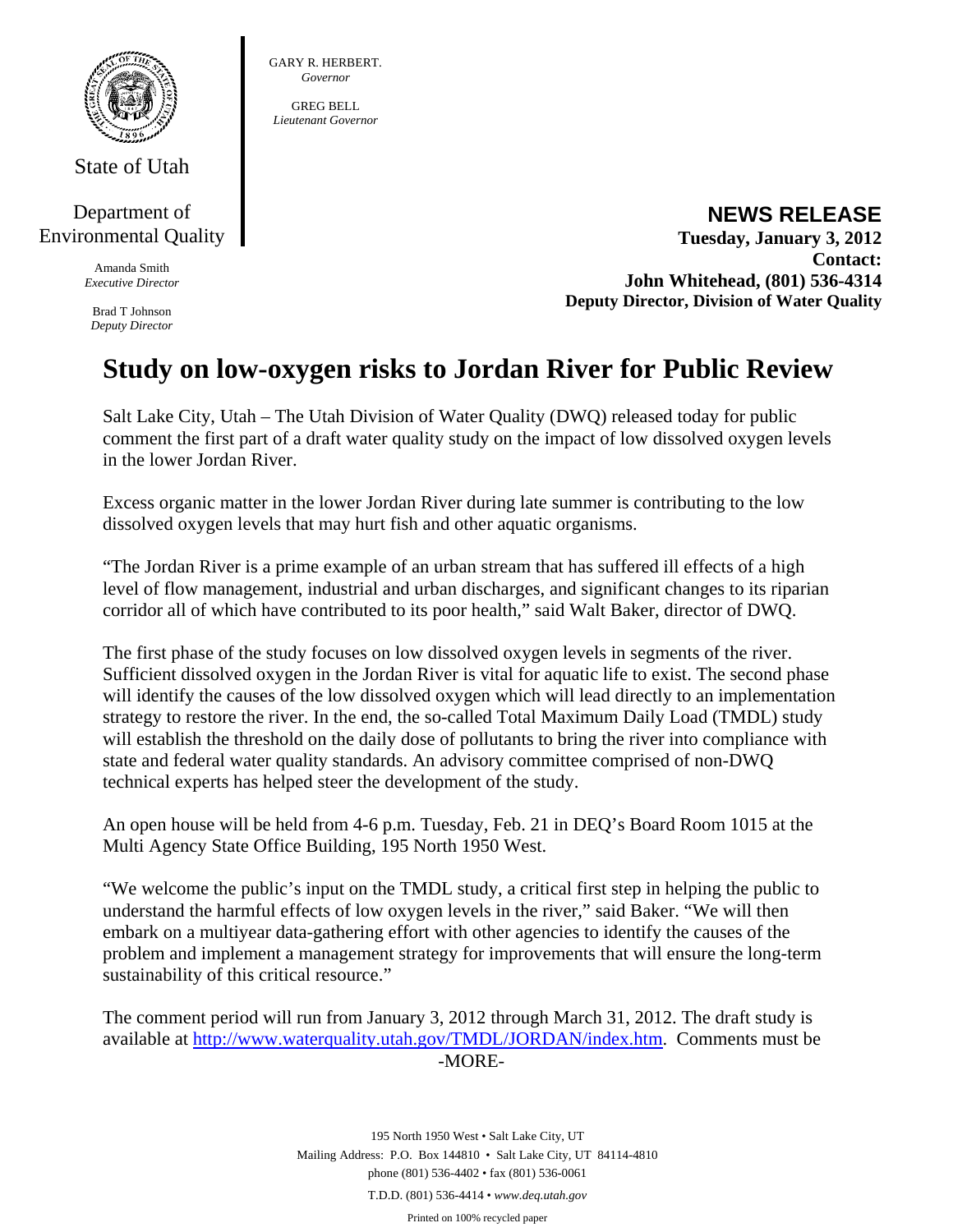State of Utah

Department of Environmental Quality

Amanda Smith
*Executive Director*

Brad T Johnson
*Deputy Director*

GARY R. HERBERT.
*Governor*

GREG BELL
*Lieutenant Governor*

**NEWS RELEASE**
**Tuesday, January 3, 2012**
**Contact:**
**John Whitehead, (801) 536-4314**
**Deputy Director, Division of Water Quality**

# Study on low-oxygen risks to Jordan River for Public Review

Salt Lake City, Utah – The Utah Division of Water Quality (DWQ) released today for public comment the first part of a draft water quality study on the impact of low dissolved oxygen levels in the lower Jordan River.

Excess organic matter in the lower Jordan River during late summer is contributing to the low dissolved oxygen levels that may hurt fish and other aquatic organisms.

"The Jordan River is a prime example of an urban stream that has suffered ill effects of a high level of flow management, industrial and urban discharges, and significant changes to its riparian corridor all of which have contributed to its poor health," said Walt Baker, director of DWQ.

The first phase of the study focuses on low dissolved oxygen levels in segments of the river. Sufficient dissolved oxygen in the Jordan River is vital for aquatic life to exist. The second phase will identify the causes of the low dissolved oxygen which will lead directly to an implementation strategy to restore the river. In the end, the so-called Total Maximum Daily Load (TMDL) study will establish the threshold on the daily dose of pollutants to bring the river into compliance with state and federal water quality standards. An advisory committee comprised of non-DWQ technical experts has helped steer the development of the study.

An open house will be held from 4-6 p.m. Tuesday, Feb. 21 in DEQ's Board Room 1015 at the Multi Agency State Office Building, 195 North 1950 West.

"We welcome the public's input on the TMDL study, a critical first step in helping the public to understand the harmful effects of low oxygen levels in the river," said Baker. "We will then embark on a multiyear data-gathering effort with other agencies to identify the causes of the problem and implement a management strategy for improvements that will ensure the long-term sustainability of this critical resource."

The comment period will run from January 3, 2012 through March 31, 2012. The draft study is available at http://www.waterquality.utah.gov/TMDL/JORDAN/index.htm. Comments must be

-MORE-

195 North 1950 West • Salt Lake City, UT
Mailing Address: P.O. Box 144810 • Salt Lake City, UT 84114-4810
phone (801) 536-4402 • fax (801) 536-0061
T.D.D. (801) 536-4414 • *www.deq.utah.gov*
Printed on 100% recycled paper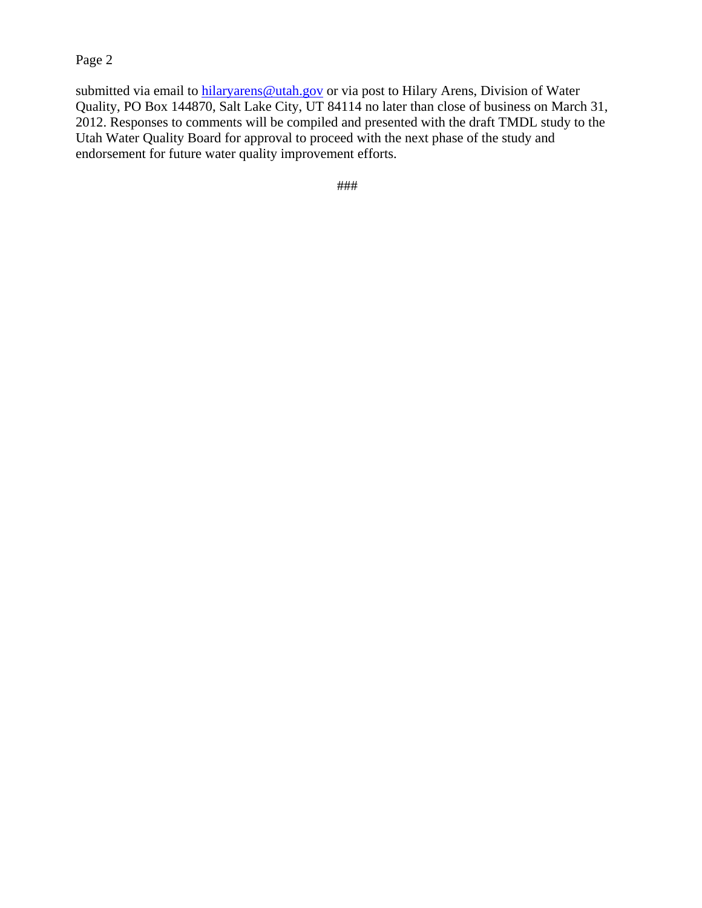submitted via email to hilaryarens@utah.gov or via post to Hilary Arens, Division of Water Quality, PO Box 144870, Salt Lake City, UT 84114 no later than close of business on March 31, 2012. Responses to comments will be compiled and presented with the draft TMDL study to the Utah Water Quality Board for approval to proceed with the next phase of the study and endorsement for future water quality improvement efforts.

###